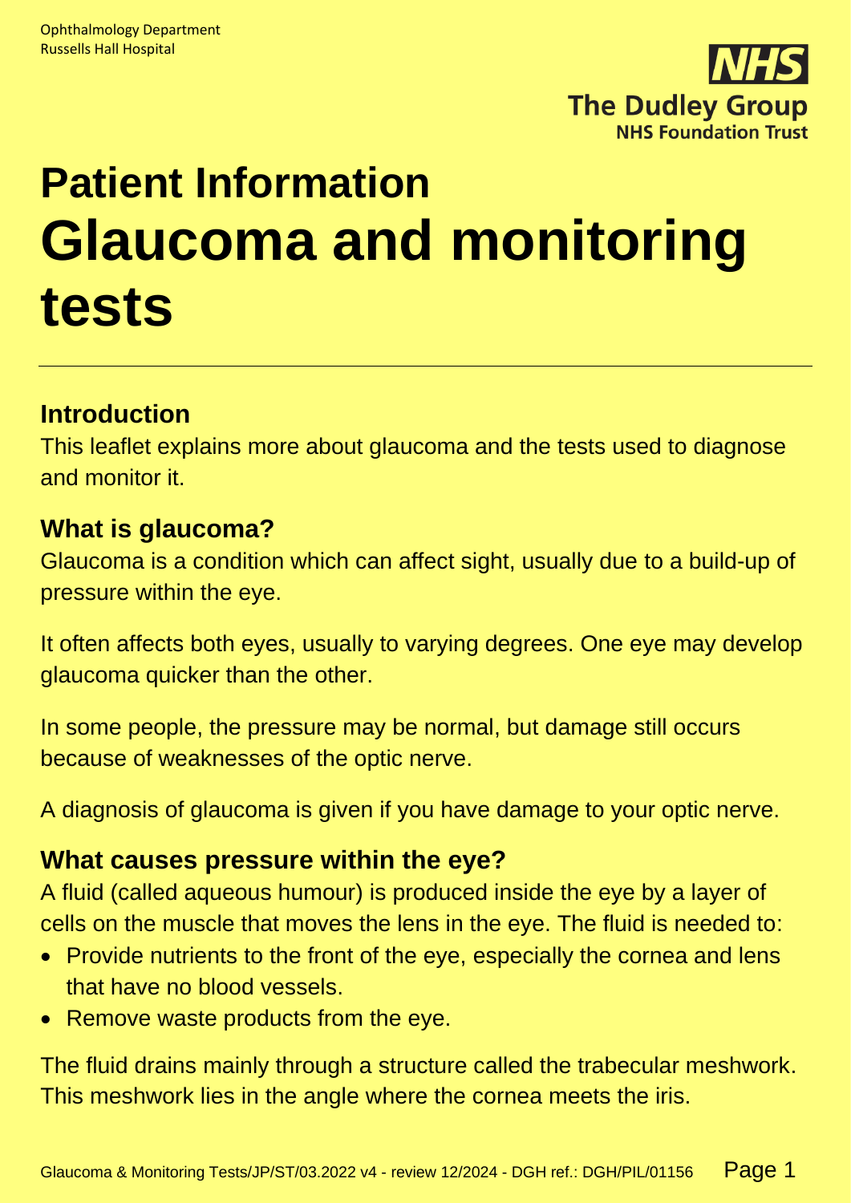Ophthalmology Department
Russells Hall Hospital

The Dudley Group
NHS Foundation Trust

# Patient Information

# Glaucoma and monitoring tests

## Introduction

This leaflet explains more about glaucoma and the tests used to diagnose and monitor it.

## What is glaucoma?

Glaucoma is a condition which can affect sight, usually due to a build-up of pressure within the eye.

It often affects both eyes, usually to varying degrees. One eye may develop glaucoma quicker than the other.

In some people, the pressure may be normal, but damage still occurs because of weaknesses of the optic nerve.

A diagnosis of glaucoma is given if you have damage to your optic nerve.

## What causes pressure within the eye?

A fluid (called aqueous humour) is produced inside the eye by a layer of cells on the muscle that moves the lens in the eye. The fluid is needed to:

- Provide nutrients to the front of the eye, especially the cornea and lens that have no blood vessels.
- Remove waste products from the eye.

The fluid drains mainly through a structure called the trabecular meshwork. This meshwork lies in the angle where the cornea meets the iris.

Glaucoma & Monitoring Tests/JP/ST/03.2022 v4 - review 12/2024 - DGH ref.: DGH/PIL/01156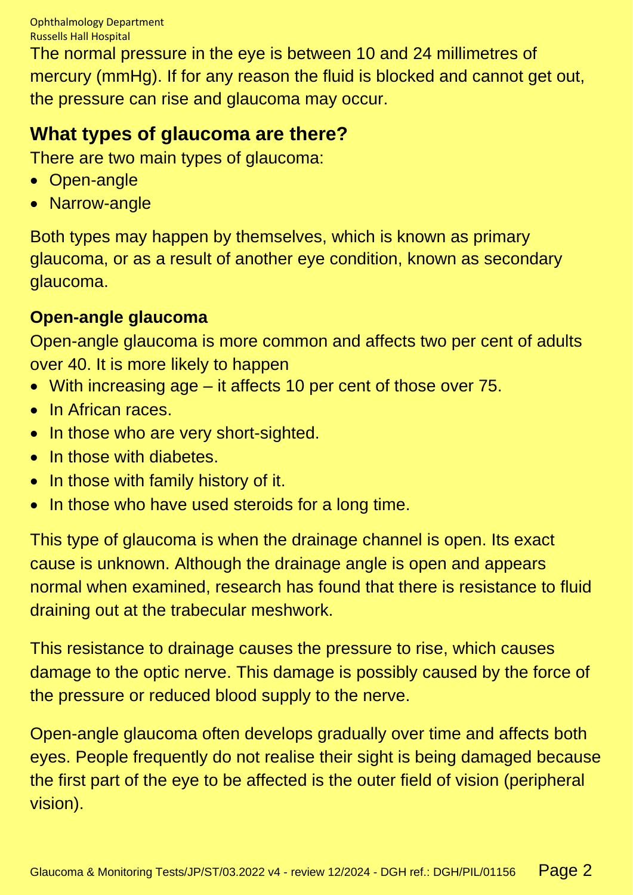The normal pressure in the eye is between 10 and 24 millimetres of mercury (mmHg). If for any reason the fluid is blocked and cannot get out, the pressure can rise and glaucoma may occur.

## What types of glaucoma are there?

There are two main types of glaucoma:

- Open-angle
- Narrow-angle

Both types may happen by themselves, which is known as primary glaucoma, or as a result of another eye condition, known as secondary glaucoma.

### Open-angle glaucoma

Open-angle glaucoma is more common and affects two per cent of adults over 40. It is more likely to happen

- With increasing age – it affects 10 per cent of those over 75.
- In African races.
- In those who are very short-sighted.
- In those with diabetes.
- In those with family history of it.
- In those who have used steroids for a long time.

This type of glaucoma is when the drainage channel is open. Its exact cause is unknown. Although the drainage angle is open and appears normal when examined, research has found that there is resistance to fluid draining out at the trabecular meshwork.

This resistance to drainage causes the pressure to rise, which causes damage to the optic nerve. This damage is possibly caused by the force of the pressure or reduced blood supply to the nerve.

Open-angle glaucoma often develops gradually over time and affects both eyes. People frequently do not realise their sight is being damaged because the first part of the eye to be affected is the outer field of vision (peripheral vision).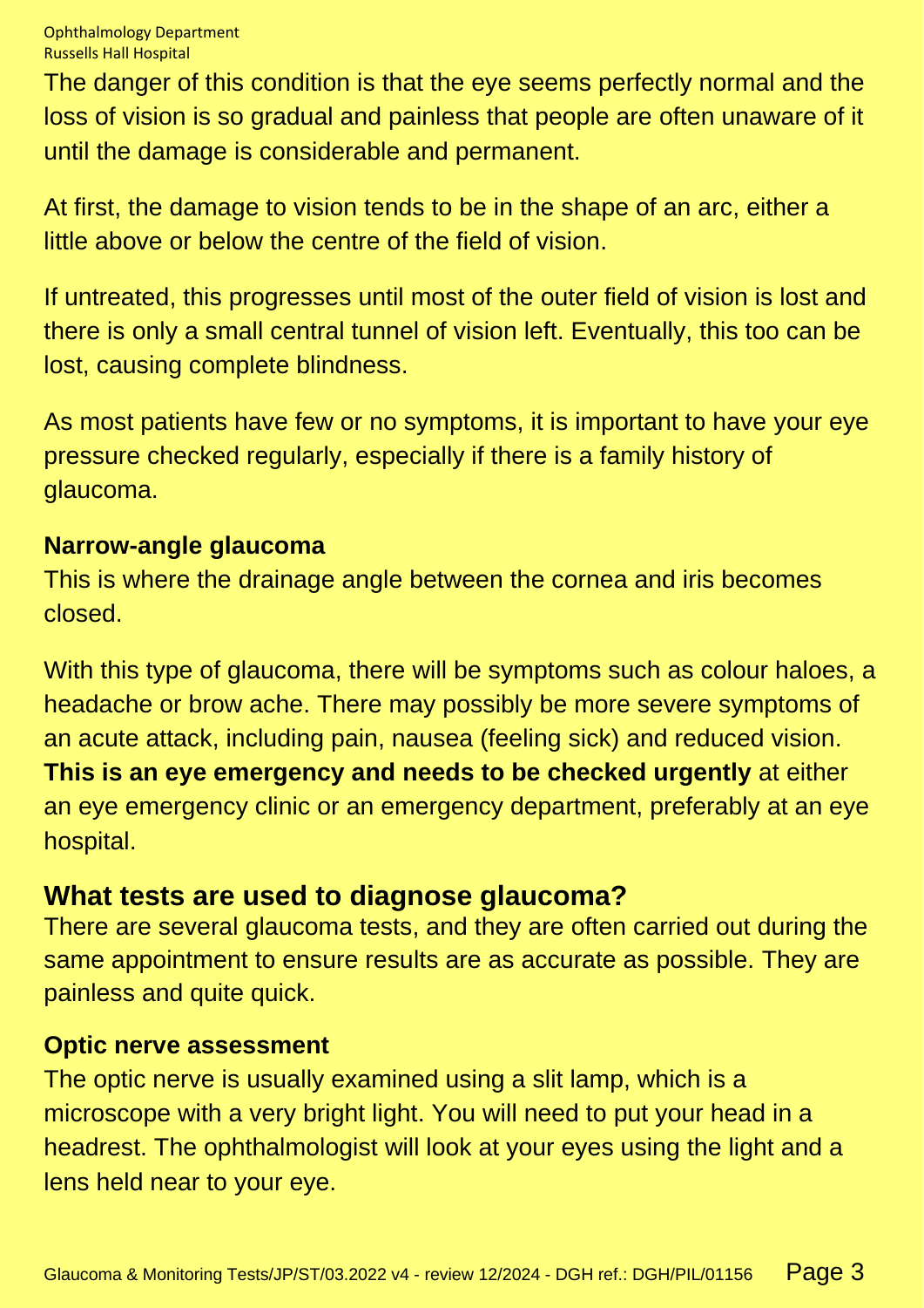The danger of this condition is that the eye seems perfectly normal and the loss of vision is so gradual and painless that people are often unaware of it until the damage is considerable and permanent.

At first, the damage to vision tends to be in the shape of an arc, either a little above or below the centre of the field of vision.

If untreated, this progresses until most of the outer field of vision is lost and there is only a small central tunnel of vision left. Eventually, this too can be lost, causing complete blindness.

As most patients have few or no symptoms, it is important to have your eye pressure checked regularly, especially if there is a family history of glaucoma.

### Narrow-angle glaucoma

This is where the drainage angle between the cornea and iris becomes closed.

With this type of glaucoma, there will be symptoms such as colour haloes, a headache or brow ache. There may possibly be more severe symptoms of an acute attack, including pain, nausea (feeling sick) and reduced vision. **This is an eye emergency and needs to be checked urgently** at either an eye emergency clinic or an emergency department, preferably at an eye hospital.

## What tests are used to diagnose glaucoma?

There are several glaucoma tests, and they are often carried out during the same appointment to ensure results are as accurate as possible. They are painless and quite quick.

### Optic nerve assessment

The optic nerve is usually examined using a slit lamp, which is a microscope with a very bright light. You will need to put your head in a headrest. The ophthalmologist will look at your eyes using the light and a lens held near to your eye.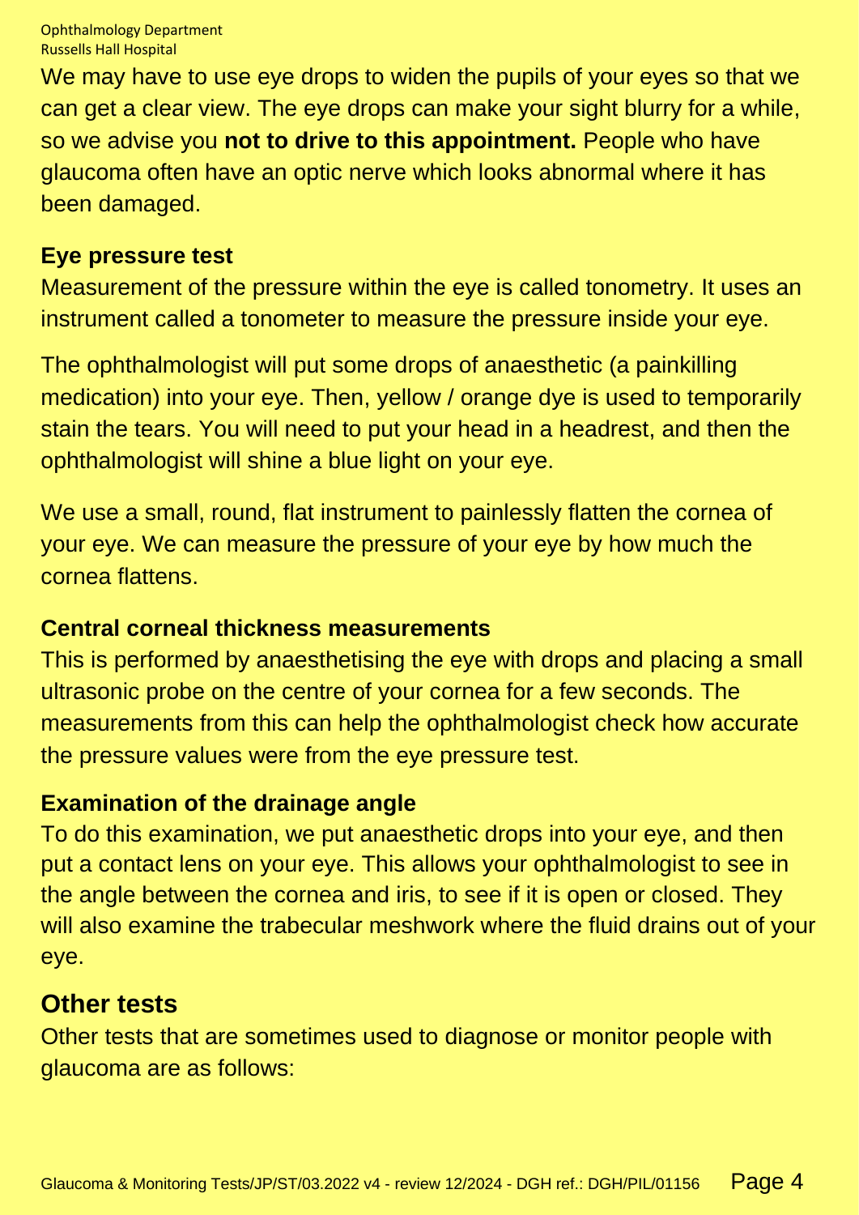We may have to use eye drops to widen the pupils of your eyes so that we can get a clear view. The eye drops can make your sight blurry for a while, so we advise you **not to drive to this appointment.** People who have glaucoma often have an optic nerve which looks abnormal where it has been damaged.

### Eye pressure test

Measurement of the pressure within the eye is called tonometry. It uses an instrument called a tonometer to measure the pressure inside your eye.

The ophthalmologist will put some drops of anaesthetic (a painkilling medication) into your eye. Then, yellow / orange dye is used to temporarily stain the tears. You will need to put your head in a headrest, and then the ophthalmologist will shine a blue light on your eye.

We use a small, round, flat instrument to painlessly flatten the cornea of your eye. We can measure the pressure of your eye by how much the cornea flattens.

### Central corneal thickness measurements

This is performed by anaesthetising the eye with drops and placing a small ultrasonic probe on the centre of your cornea for a few seconds. The measurements from this can help the ophthalmologist check how accurate the pressure values were from the eye pressure test.

### Examination of the drainage angle

To do this examination, we put anaesthetic drops into your eye, and then put a contact lens on your eye. This allows your ophthalmologist to see in the angle between the cornea and iris, to see if it is open or closed. They will also examine the trabecular meshwork where the fluid drains out of your eye.

## Other tests

Other tests that are sometimes used to diagnose or monitor people with glaucoma are as follows: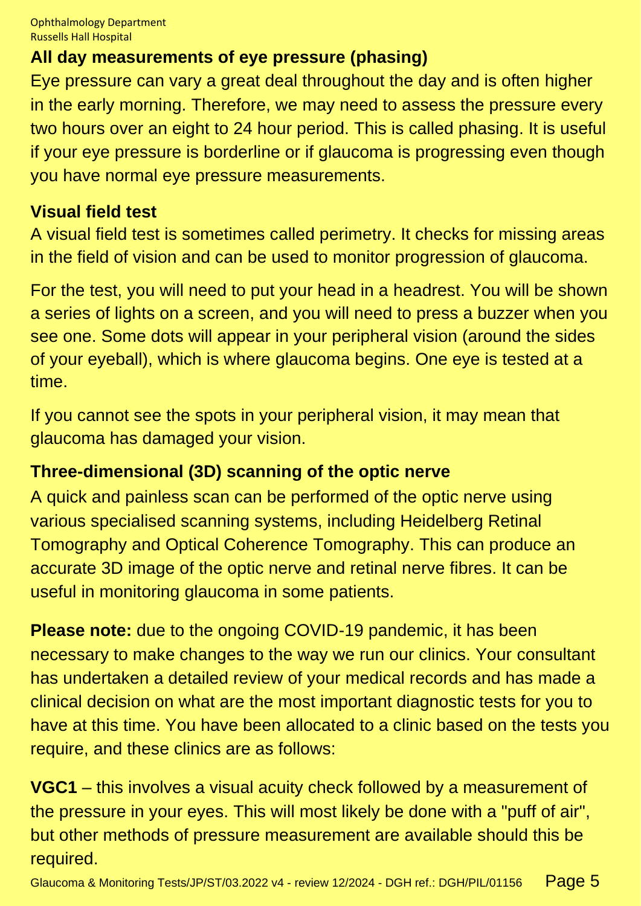## All day measurements of eye pressure (phasing)

Eye pressure can vary a great deal throughout the day and is often higher in the early morning. Therefore, we may need to assess the pressure every two hours over an eight to 24 hour period. This is called phasing. It is useful if your eye pressure is borderline or if glaucoma is progressing even though you have normal eye pressure measurements.

## Visual field test

A visual field test is sometimes called perimetry. It checks for missing areas in the field of vision and can be used to monitor progression of glaucoma.

For the test, you will need to put your head in a headrest. You will be shown a series of lights on a screen, and you will need to press a buzzer when you see one. Some dots will appear in your peripheral vision (around the sides of your eyeball), which is where glaucoma begins. One eye is tested at a time.

If you cannot see the spots in your peripheral vision, it may mean that glaucoma has damaged your vision.

## Three-dimensional (3D) scanning of the optic nerve

A quick and painless scan can be performed of the optic nerve using various specialised scanning systems, including Heidelberg Retinal Tomography and Optical Coherence Tomography. This can produce an accurate 3D image of the optic nerve and retinal nerve fibres. It can be useful in monitoring glaucoma in some patients.

**Please note:** due to the ongoing COVID-19 pandemic, it has been necessary to make changes to the way we run our clinics. Your consultant has undertaken a detailed review of your medical records and has made a clinical decision on what are the most important diagnostic tests for you to have at this time. You have been allocated to a clinic based on the tests you require, and these clinics are as follows:

**VGC1** – this involves a visual acuity check followed by a measurement of the pressure in your eyes. This will most likely be done with a "puff of air", but other methods of pressure measurement are available should this be required.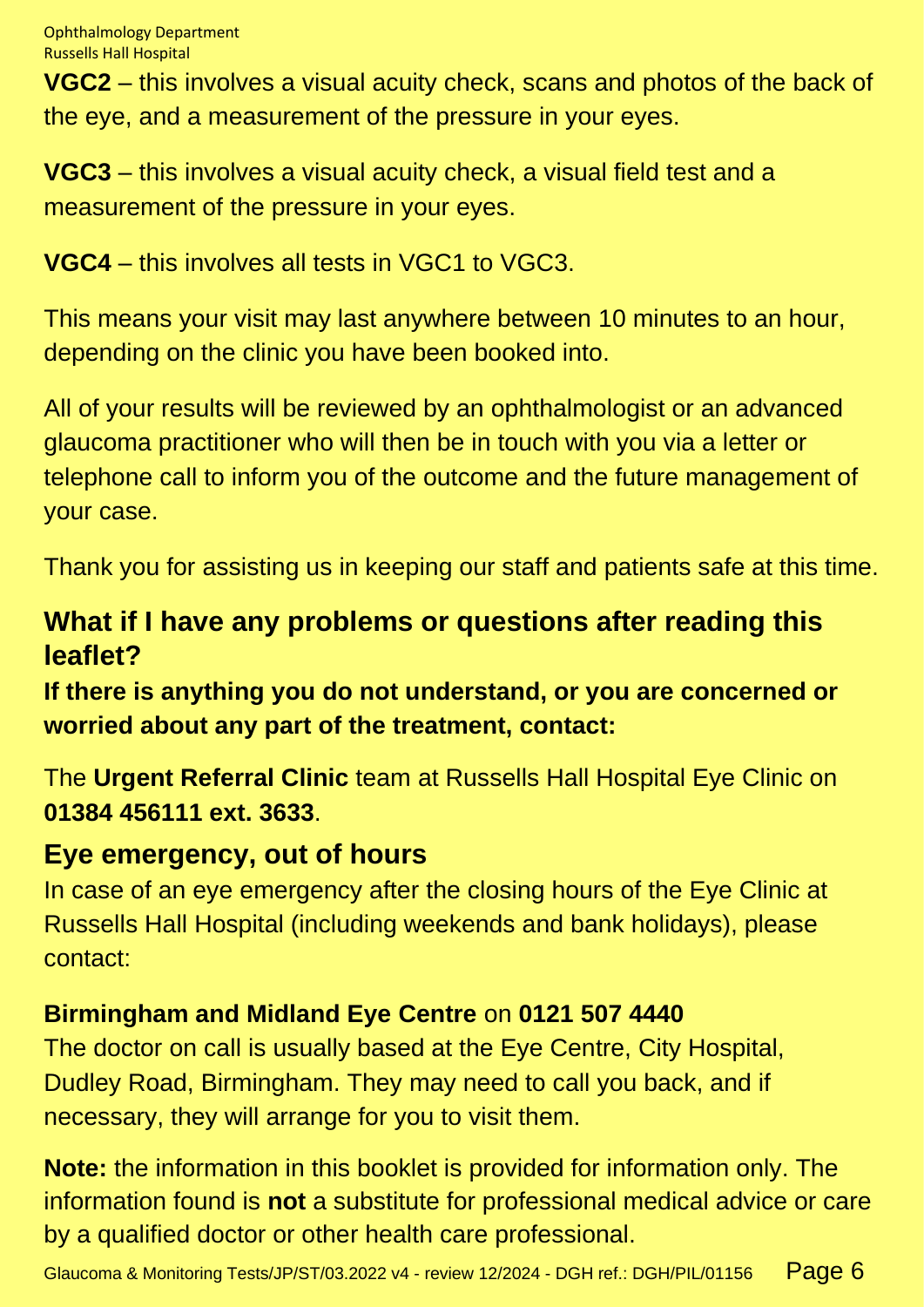**VGC2** – this involves a visual acuity check, scans and photos of the back of the eye, and a measurement of the pressure in your eyes.

**VGC3** – this involves a visual acuity check, a visual field test and a measurement of the pressure in your eyes.

**VGC4** – this involves all tests in VGC1 to VGC3.

This means your visit may last anywhere between 10 minutes to an hour, depending on the clinic you have been booked into.

All of your results will be reviewed by an ophthalmologist or an advanced glaucoma practitioner who will then be in touch with you via a letter or telephone call to inform you of the outcome and the future management of your case.

Thank you for assisting us in keeping our staff and patients safe at this time.

## What if I have any problems or questions after reading this leaflet?

**If there is anything you do not understand, or you are concerned or worried about any part of the treatment, contact:**

The **Urgent Referral Clinic** team at Russells Hall Hospital Eye Clinic on **01384 456111 ext. 3633**.

## Eye emergency, out of hours

In case of an eye emergency after the closing hours of the Eye Clinic at Russells Hall Hospital (including weekends and bank holidays), please contact:

**Birmingham and Midland Eye Centre** on **0121 507 4440**

The doctor on call is usually based at the Eye Centre, City Hospital, Dudley Road, Birmingham. They may need to call you back, and if necessary, they will arrange for you to visit them.

**Note:** the information in this booklet is provided for information only. The information found is **not** a substitute for professional medical advice or care by a qualified doctor or other health care professional.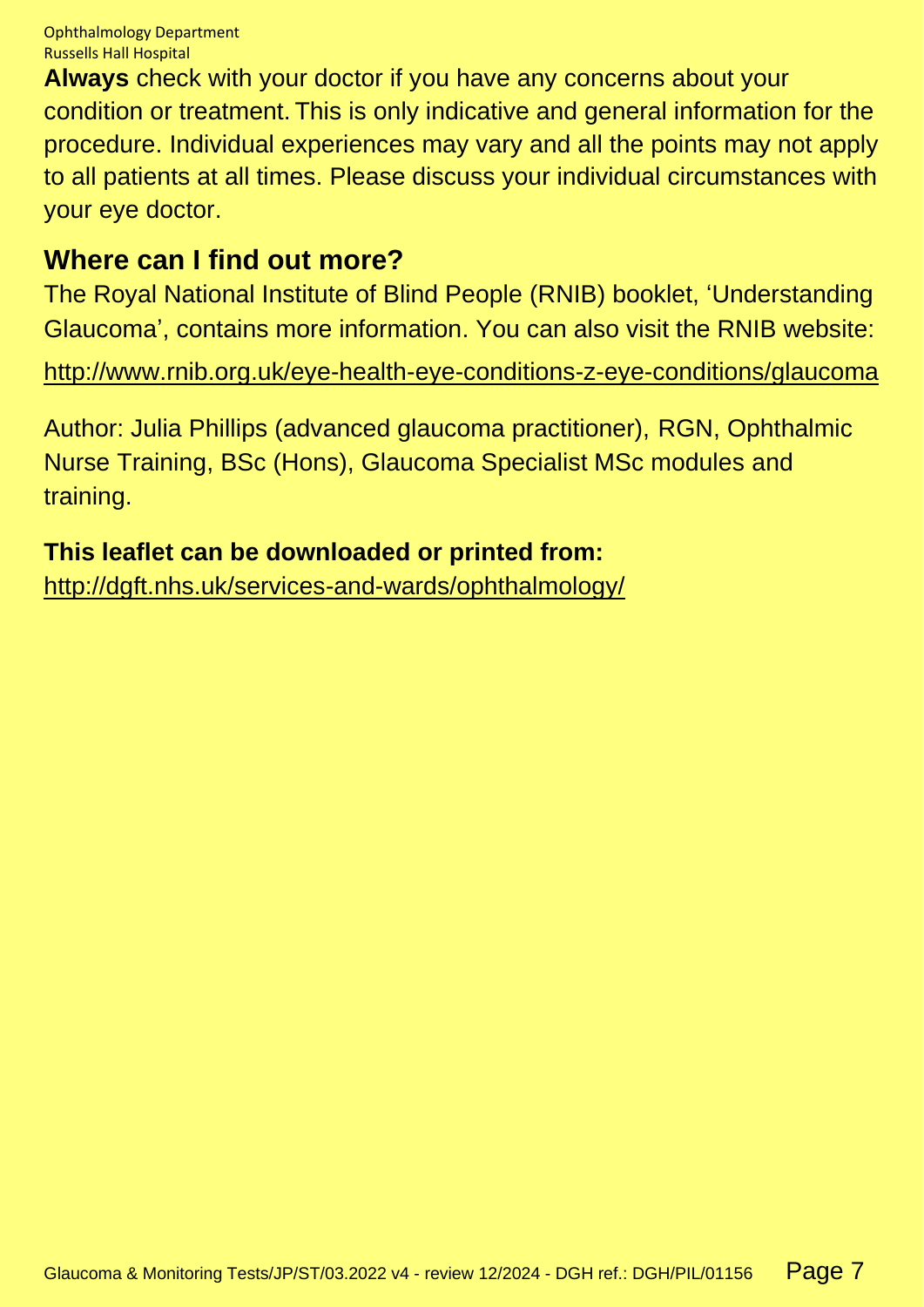**Always** check with your doctor if you have any concerns about your condition or treatment. This is only indicative and general information for the procedure. Individual experiences may vary and all the points may not apply to all patients at all times. Please discuss your individual circumstances with your eye doctor.

## Where can I find out more?

The Royal National Institute of Blind People (RNIB) booklet, 'Understanding Glaucoma', contains more information. You can also visit the RNIB website:

http://www.rnib.org.uk/eye-health-eye-conditions-z-eye-conditions/glaucoma

Author: Julia Phillips (advanced glaucoma practitioner), RGN, Ophthalmic Nurse Training, BSc (Hons), Glaucoma Specialist MSc modules and training.

**This leaflet can be downloaded or printed from:**
http://dgft.nhs.uk/services-and-wards/ophthalmology/

Glaucoma & Monitoring Tests/JP/ST/03.2022 v4 - review 12/2024 - DGH ref.: DGH/PIL/01156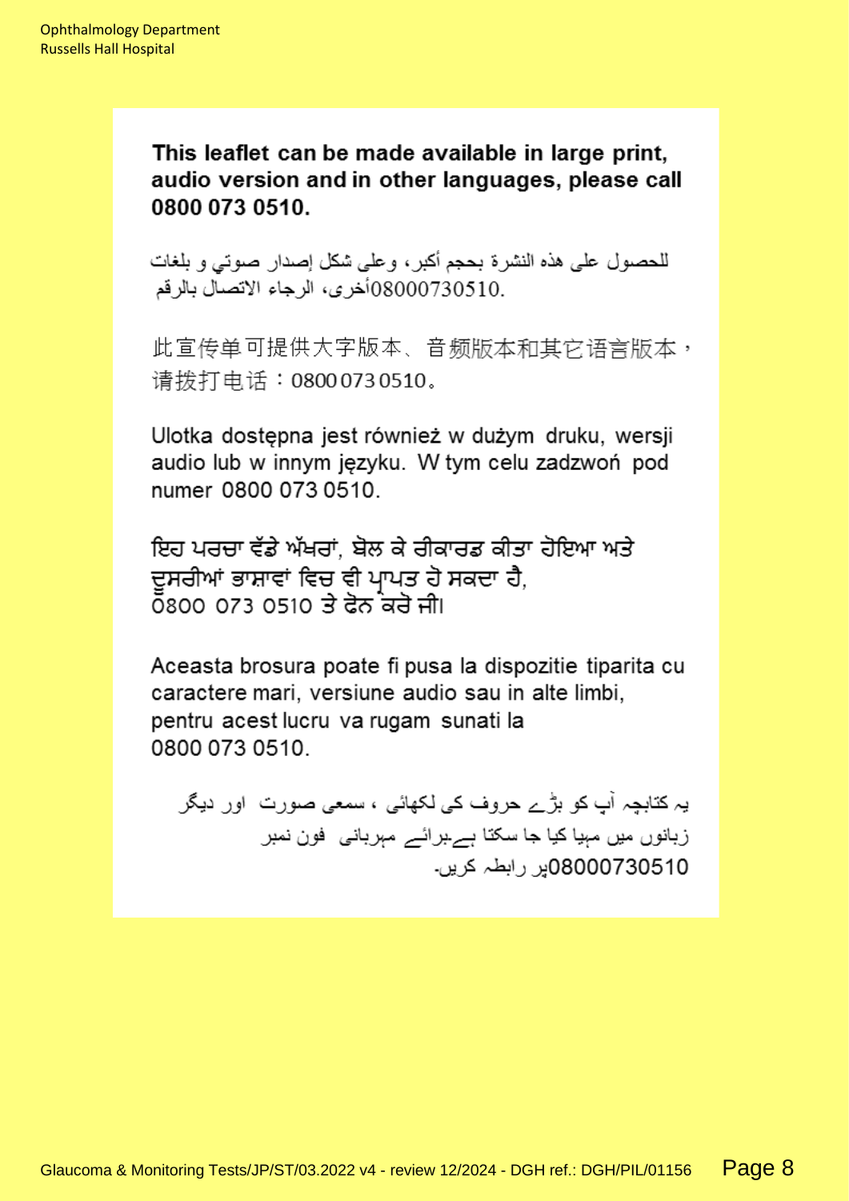**This leaflet can be made available in large print, audio version and in other languages, please call 0800 073 0510.**

للحصول على هذه النشرة بحجم أكبر، وعلى شكل إصدار صوتي و بلغات أخرى، الرجاء الاتصال بالرقم 08000730510.

此宣传单可提供大字版本、音频版本和其它语言版本，请拨打电话：0800 073 0510。

Ulotka dostępna jest również w dużym druku, wersji audio lub w innym języku. W tym celu zadzwoń pod numer 0800 073 0510.

ਇਹ ਪਰਚਾ ਵੱਡੇ ਅੱਖਰਾਂ, ਬੋਲ ਕੇ ਰੀਕਾਰਡ ਕੀਤਾ ਹੋਇਆ ਅਤੇ ਦੂਸਰੀਆਂ ਭਾਸ਼ਾਵਾਂ ਵਿਚ ਵੀ ਪ੍ਰਾਪਤ ਹੋ ਸਕਦਾ ਹੈ, 0800 073 0510 ਤੇ ਫੋਨ ਕਰੋ ਜੀ।

Aceasta brosura poate fi pusa la dispozitie tiparita cu caractere mari, versiune audio sau in alte limbi, pentru acest lucru va rugam sunati la 0800 073 0510.

یہ کتابچہ آپ کو بڑے حروف کی لکھائی ، سمعی صورت اور دیگر زبانوں میں مہیا کیا جا سکتا ہے۔برائے مہربانی فون نمبر 08000730510پر رابطہ کریں۔